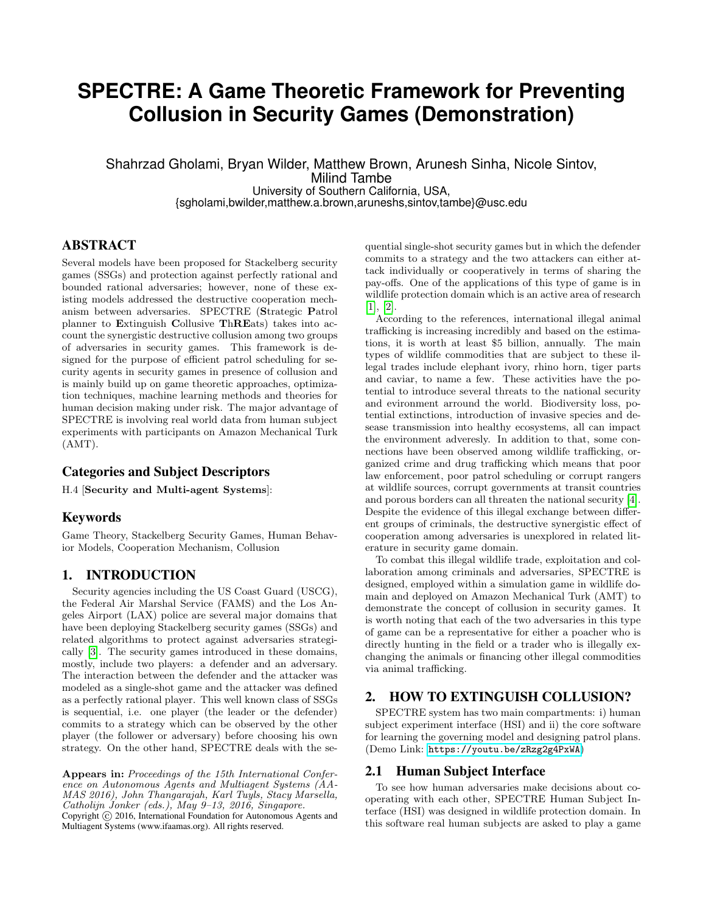# SPECTRE: A Game Theoretic Framework for Preventing Collusion in Security Games (Demonstration)

Shahrzad Gholami, Bryan Wilder, Matthew Brown, Arunesh Sinha, Nicole Sintov, Milind Tambe
University of Southern California, USA,
{sgholami,bwilder,matthew.a.brown,aruneshs,sintov,tambe}@usc.edu

## ABSTRACT

Several models have been proposed for Stackelberg security games (SSGs) and protection against perfectly rational and bounded rational adversaries; however, none of these existing models addressed the destructive cooperation mechanism between adversaries. SPECTRE (**S**trategic **P**atrol planner to **E**xtinguish **C**ollusive **T**h**RE**ats) takes into account the synergistic destructive collusion among two groups of adversaries in security games. This framework is designed for the purpose of efficient patrol scheduling for security agents in security games in presence of collusion and is mainly build up on game theoretic approaches, optimization techniques, machine learning methods and theories for human decision making under risk. The major advantage of SPECTRE is involving real world data from human subject experiments with participants on Amazon Mechanical Turk (AMT).

## Categories and Subject Descriptors

H.4 [**Security and Multi-agent Systems**]:

## Keywords

Game Theory, Stackelberg Security Games, Human Behavior Models, Cooperation Mechanism, Collusion

## 1. INTRODUCTION

Security agencies including the US Coast Guard (USCG), the Federal Air Marshal Service (FAMS) and the Los Angeles Airport (LAX) police are several major domains that have been deploying Stackelberg security games (SSGs) and related algorithms to protect against adversaries strategically [3]. The security games introduced in these domains, mostly, include two players: a defender and an adversary. The interaction between the defender and the attacker was modeled as a single-shot game and the attacker was defined as a perfectly rational player. This well known class of SSGs is sequential, i.e. one player (the leader or the defender) commits to a strategy which can be observed by the other player (the follower or adversary) before choosing his own strategy. On the other hand, SPECTRE deals with the sequential single-shot security games but in which the defender commits to a strategy and the two attackers can either attack individually or cooperatively in terms of sharing the pay-offs. One of the applications of this type of game is in wildlife protection domain which is an active area of research [1], [2].

According to the references, international illegal animal trafficking is increasing incredibly and based on the estimations, it is worth at least \$5 billion, annually. The main types of wildlife commodities that are subject to these illegal trades include elephant ivory, rhino horn, tiger parts and caviar, to name a few. These activities have the potential to introduce several threats to the national security and evironment arround the world. Biodiversity loss, potential extinctions, introduction of invasive species and desease transmission into healthy ecosystems, all can impact the environment adversely. In addition to that, some connections have been observed among wildlife trafficking, organized crime and drug trafficking which means that poor law enforcement, poor patrol scheduling or corrupt rangers at wildlife sources, corrupt governments at transit countries and porous borders can all threaten the national security [4]. Despite the evidence of this illegal exchange between different groups of criminals, the destructive synergistic effect of cooperation among adversaries is unexplored in related literature in security game domain.

To combat this illegal wildlife trade, exploitation and collaboration among criminals and adversaries, SPECTRE is designed, employed within a simulation game in wildlife domain and deployed on Amazon Mechanical Turk (AMT) to demonstrate the concept of collusion in security games. It is worth noting that each of the two adversaries in this type of game can be a representative for either a poacher who is directly hunting in the field or a trader who is illegally exchanging the animals or financing other illegal commodities via animal trafficking.

## 2. HOW TO EXTINGUISH COLLUSION?

SPECTRE system has two main compartments: i) human subject experiment interface (HSI) and ii) the core software for learning the governing model and designing patrol plans. (Demo Link: https://youtu.be/zRzg2g4PxWA)

### 2.1 Human Subject Interface

To see how human adversaries make decisions about cooperating with each other, SPECTRE Human Subject Interface (HSI) was designed in wildlife protection domain. In this software real human subjects are asked to play a game

**Appears in:** *Proceedings of the 15th International Conference on Autonomous Agents and Multiagent Systems (AAMAS 2016), John Thangarajah, Karl Tuyls, Stacy Marsella, Catholijn Jonker (eds.), May 9–13, 2016, Singapore.*
Copyright © 2016, International Foundation for Autonomous Agents and Multiagent Systems (www.ifaamas.org). All rights reserved.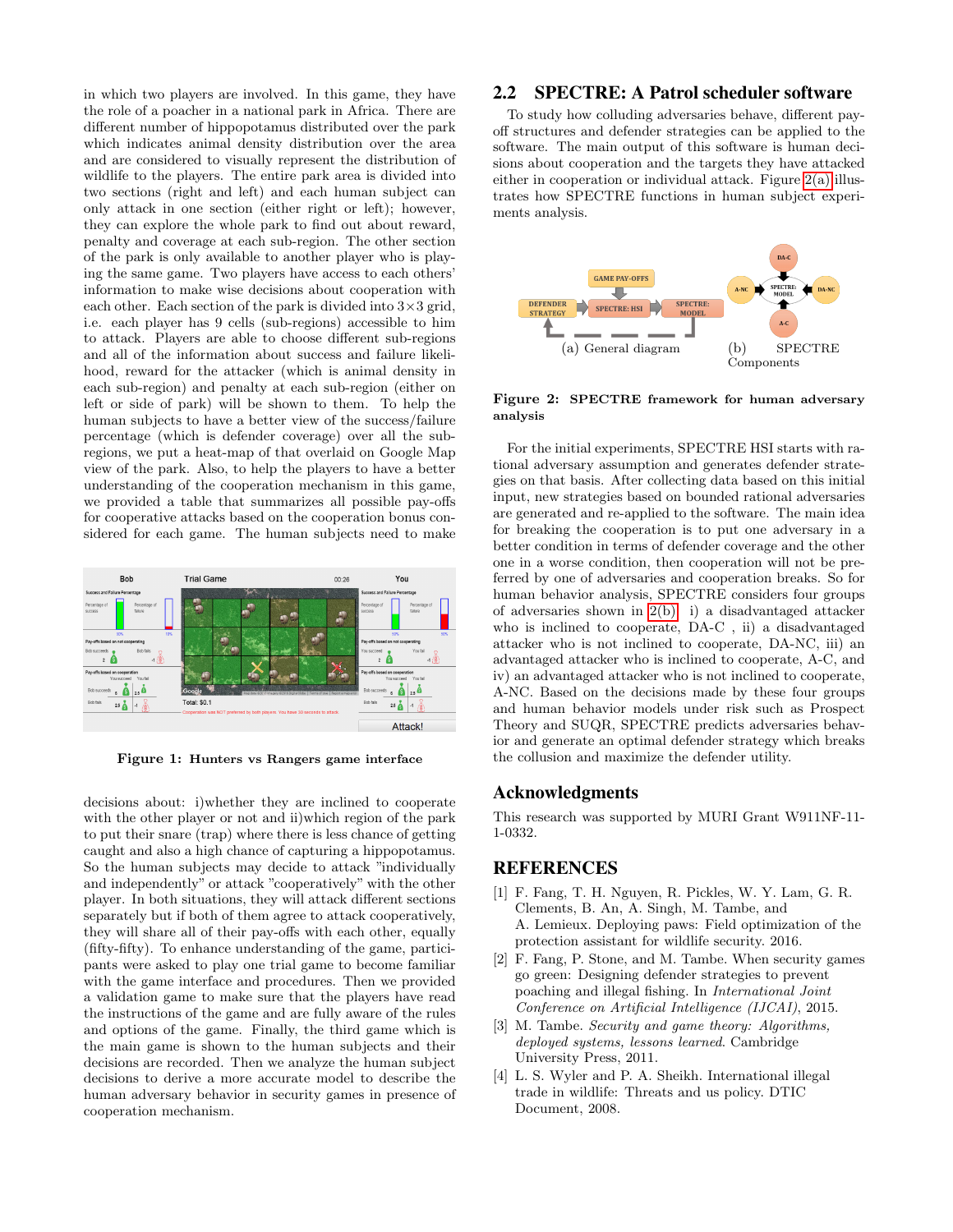in which two players are involved. In this game, they have the role of a poacher in a national park in Africa. There are different number of hippopotamus distributed over the park which indicates animal density distribution over the area and are considered to visually represent the distribution of wildlife to the players. The entire park area is divided into two sections (right and left) and each human subject can only attack in one section (either right or left); however, they can explore the whole park to find out about reward, penalty and coverage at each sub-region. The other section of the park is only available to another player who is playing the same game. Two players have access to each others' information to make wise decisions about cooperation with each other. Each section of the park is divided into 3×3 grid, i.e. each player has 9 cells (sub-regions) accessible to him to attack. Players are able to choose different sub-regions and all of the information about success and failure likelihood, reward for the attacker (which is animal density in each sub-region) and penalty at each sub-region (either on left or side of park) will be shown to them. To help the human subjects to have a better view of the success/failure percentage (which is defender coverage) over all the sub-regions, we put a heat-map of that overlaid on Google Map view of the park. Also, to help the players to have a better understanding of the cooperation mechanism in this game, we provided a table that summarizes all possible pay-offs for cooperative attacks based on the cooperation bonus considered for each game. The human subjects need to make decisions about: i)whether they are inclined to cooperate with the other player or not and ii)which region of the park to put their snare (trap) where there is less chance of getting caught and also a high chance of capturing a hippopotamus. So the human subjects may decide to attack "individually and independently" or attack "cooperatively" with the other player. In both situations, they will attack different sections separately but if both of them agree to attack cooperatively, they will share all of their pay-offs with each other, equally (fifty-fifty). To enhance understanding of the game, participants were asked to play one trial game to become familiar with the game interface and procedures. Then we provided a validation game to make sure that the players have read the instructions of the game and are fully aware of the rules and options of the game. Finally, the third game which is the main game is shown to the human subjects and their decisions are recorded. Then we analyze the human subject decisions to derive a more accurate model to describe the human adversary behavior in security games in presence of cooperation mechanism.

**Figure 1: Hunters vs Rangers game interface**

## 2.2 SPECTRE: A Patrol scheduler software

To study how colluding adversaries behave, different payoff structures and defender strategies can be applied to the software. The main output of this software is human decisions about cooperation and the targets they have attacked either in cooperation or individual attack. Figure 2(a) illustrates how SPECTRE functions in human subject experiments analysis.

(a) General diagram (b) SPECTRE Components

**Figure 2: SPECTRE framework for human adversary analysis**

For the initial experiments, SPECTRE HSI starts with rational adversary assumption and generates defender strategies on that basis. After collecting data based on this initial input, new strategies based on bounded rational adversaries are generated and re-applied to the software. The main idea for breaking the cooperation is to put one adversary in a better condition in terms of defender coverage and the other one in a worse condition, then cooperation will not be preferred by one of adversaries and cooperation breaks. So for human behavior analysis, SPECTRE considers four groups of adversaries shown in 2(b). i) a disadvantaged attacker who is inclined to cooperate, DA-C , ii) a disadvantaged attacker who is not inclined to cooperate, DA-NC, iii) an advantaged attacker who is inclined to cooperate, A-C, and iv) an advantaged attacker who is not inclined to cooperate, A-NC. Based on the decisions made by these four groups and human behavior models under risk such as Prospect Theory and SUQR, SPECTRE predicts adversaries behavior and generate an optimal defender strategy which breaks the collusion and maximize the defender utility.

## Acknowledgments

This research was supported by MURI Grant W911NF-11-1-0332.

## REFERENCES

[1] F. Fang, T. H. Nguyen, R. Pickles, W. Y. Lam, G. R. Clements, B. An, A. Singh, M. Tambe, and A. Lemieux. Deploying paws: Field optimization of the protection assistant for wildlife security. 2016.

[2] F. Fang, P. Stone, and M. Tambe. When security games go green: Designing defender strategies to prevent poaching and illegal fishing. In *International Joint Conference on Artificial Intelligence (IJCAI)*, 2015.

[3] M. Tambe. *Security and game theory: Algorithms, deployed systems, lessons learned*. Cambridge University Press, 2011.

[4] L. S. Wyler and P. A. Sheikh. International illegal trade in wildlife: Threats and us policy. DTIC Document, 2008.